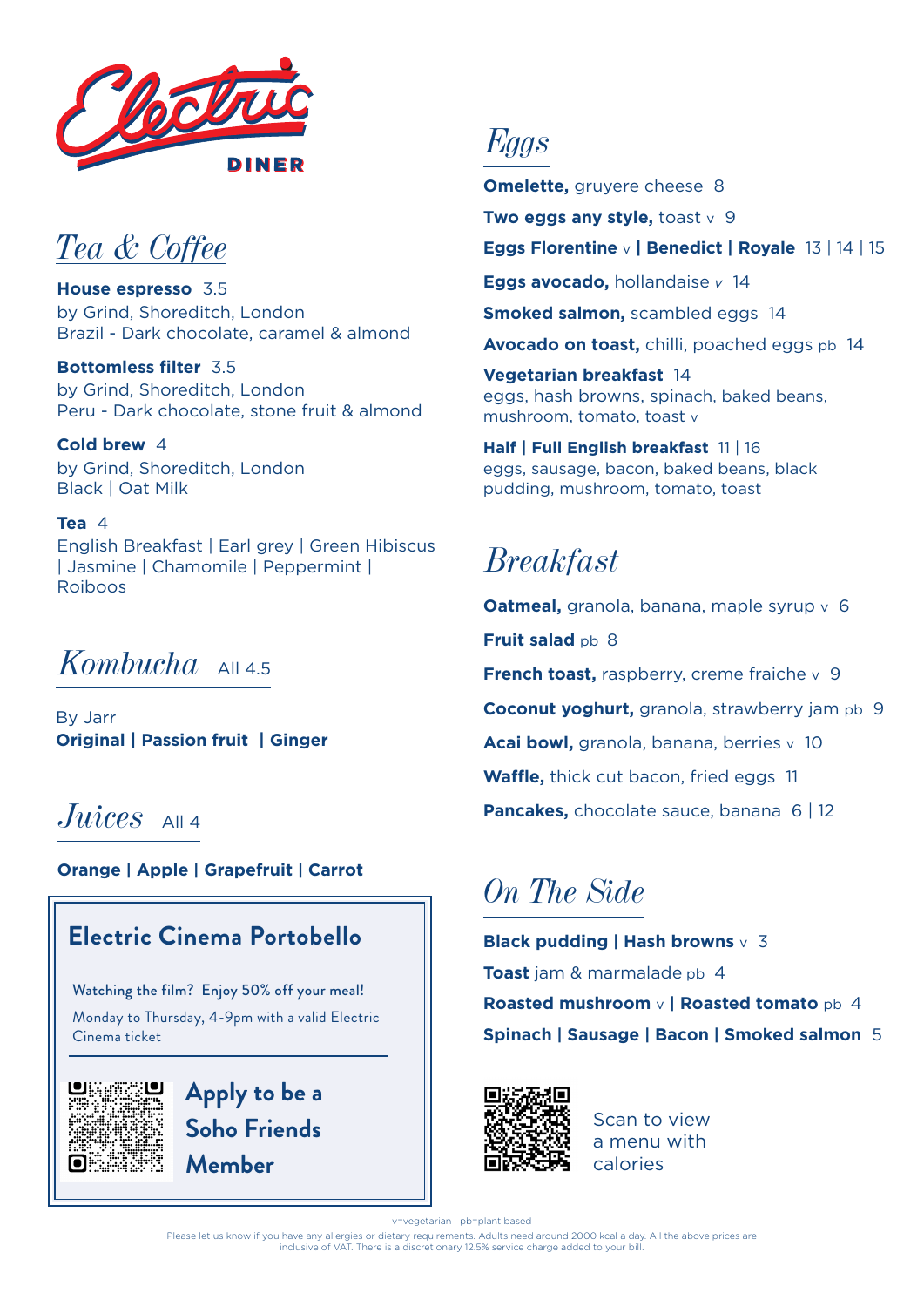# Electric DINER

## Tea & Coffee

**House espresso** 3.5
by Grind, Shoreditch, London
Brazil - Dark chocolate, caramel & almond

**Bottomless filter** 3.5
by Grind, Shoreditch, London
Peru - Dark chocolate, stone fruit & almond

**Cold brew** 4
by Grind, Shoreditch, London
Black | Oat Milk

**Tea** 4
English Breakfast | Earl grey | Green Hibiscus | Jasmine | Chamomile | Peppermint | Roiboos

## Kombucha All 4.5

By Jarr
**Original | Passion fruit | Ginger**

## Juices All 4

**Orange | Apple | Grapefruit | Carrot**

### Electric Cinema Portobello

Watching the film? Enjoy 50% off your meal!
Monday to Thursday, 4-9pm with a valid Electric Cinema ticket

**Apply to be a Soho Friends Member**

## Eggs

**Omelette,** gruyere cheese 8

**Two eggs any style,** toast v 9

**Eggs Florentine** v **| Benedict | Royale** 13 | 14 | 15

**Eggs avocado,** hollandaise v 14

**Smoked salmon,** scambled eggs 14

**Avocado on toast,** chilli, poached eggs pb 14

**Vegetarian breakfast** 14
eggs, hash browns, spinach, baked beans, mushroom, tomato, toast v

**Half | Full English breakfast** 11 | 16
eggs, sausage, bacon, baked beans, black pudding, mushroom, tomato, toast

## Breakfast

**Oatmeal,** granola, banana, maple syrup v 6

**Fruit salad** pb 8

**French toast,** raspberry, creme fraiche v 9

**Coconut yoghurt,** granola, strawberry jam pb 9

**Acai bowl,** granola, banana, berries v 10

**Waffle,** thick cut bacon, fried eggs 11

**Pancakes,** chocolate sauce, banana 6 | 12

## On The Side

**Black pudding | Hash browns** v 3

**Toast** jam & marmalade pb 4

**Roasted mushroom** v **| Roasted tomato** pb 4

**Spinach | Sausage | Bacon | Smoked salmon** 5

Scan to view a menu with calories

v=vegetarian pb=plant based

Please let us know if you have any allergies or dietary requirements. Adults need around 2000 kcal a day. All the above prices are inclusive of VAT. There is a discretionary 12.5% service charge added to your bill.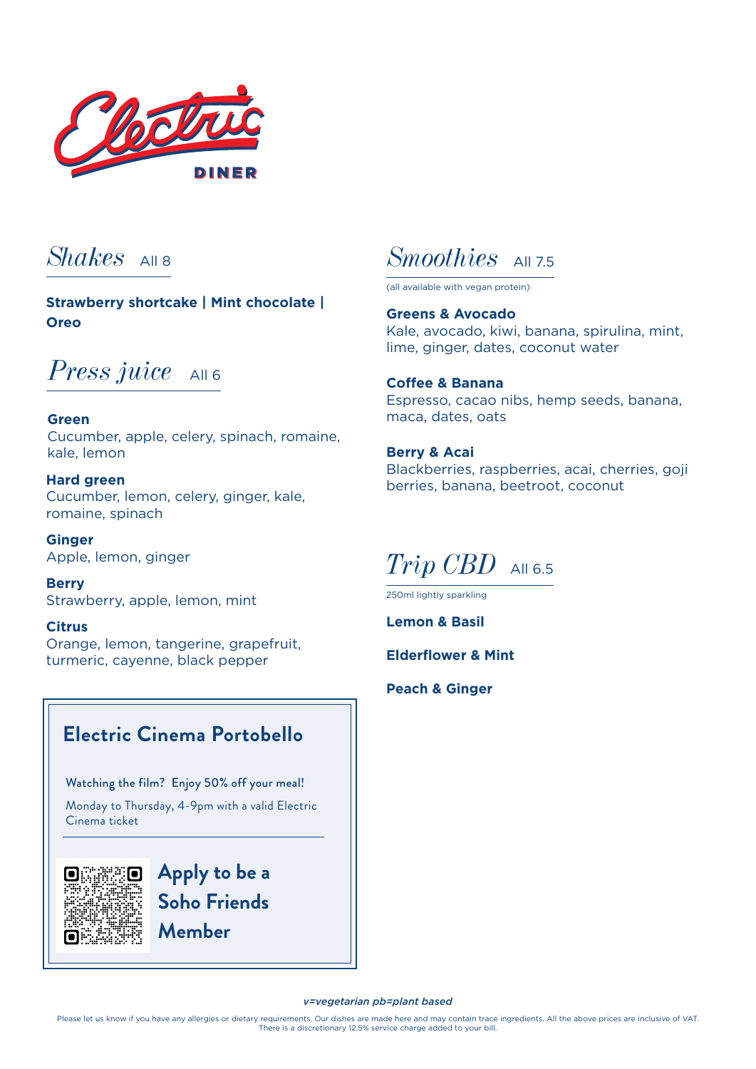# Electric DINER

## *Shakes* All 8

**Strawberry shortcake | Mint chocolate | Oreo**

## *Press juice* All 6

**Green**
Cucumber, apple, celery, spinach, romaine, kale, lemon

**Hard green**
Cucumber, lemon, celery, ginger, kale, romaine, spinach

**Ginger**
Apple, lemon, ginger

**Berry**
Strawberry, apple, lemon, mint

**Citrus**
Orange, lemon, tangerine, grapefruit, turmeric, cayenne, black pepper

### Electric Cinema Portobello

Watching the film? Enjoy 50% off your meal!

Monday to Thursday, 4-9pm with a valid Electric Cinema ticket

**Apply to be a Soho Friends Member**

## *Smoothies* All 7.5

(all available with vegan protein)

**Greens & Avocado**
Kale, avocado, kiwi, banana, spirulina, mint, lime, ginger, dates, coconut water

**Coffee & Banana**
Espresso, cacao nibs, hemp seeds, banana, maca, dates, oats

**Berry & Acai**
Blackberries, raspberries, acai, cherries, goji berries, banana, beetroot, coconut

## *Trip CBD* All 6.5

250ml lightly sparkling

**Lemon & Basil**

**Elderflower & Mint**

**Peach & Ginger**

*v=vegetarian pb=plant based*

Please let us know if you have any allergies or dietary requirements. Our dishes are made here and may contain trace ingredients. All the above prices are inclusive of VAT. There is a discretionary 12.5% service charge added to your bill.